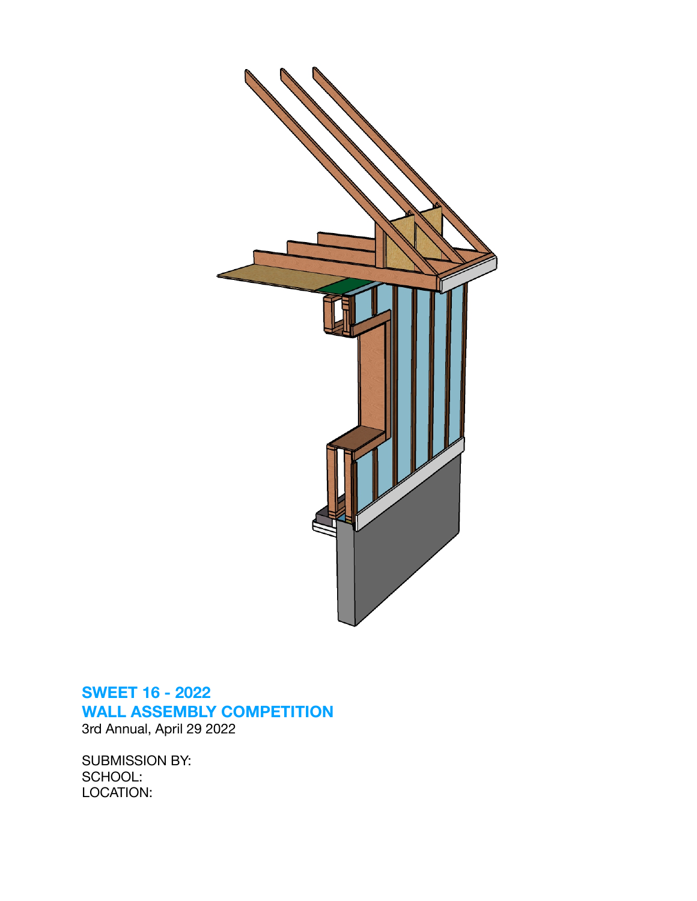**SWEET 16 - 2022**
**WALL ASSEMBLY COMPETITION**
3rd Annual, April 29 2022

SUBMISSION BY:
SCHOOL:
LOCATION: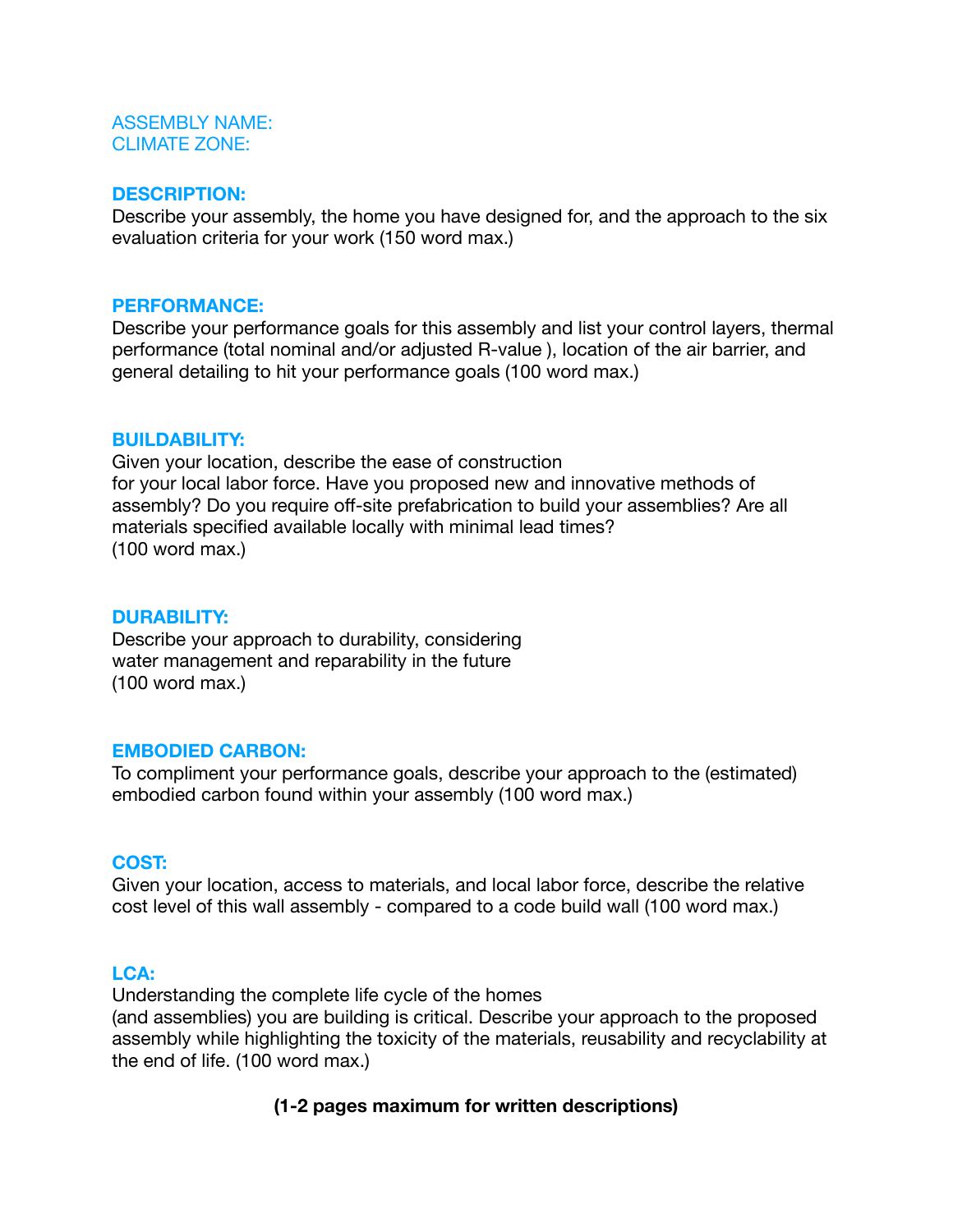ASSEMBLY NAME:
CLIMATE ZONE:

**DESCRIPTION:**
Describe your assembly, the home you have designed for, and the approach to the six evaluation criteria for your work (150 word max.)

**PERFORMANCE:**
Describe your performance goals for this assembly and list your control layers, thermal performance (total nominal and/or adjusted R-value ), location of the air barrier, and general detailing to hit your performance goals (100 word max.)

**BUILDABILITY:**
Given your location, describe the ease of construction for your local labor force. Have you proposed new and innovative methods of assembly? Do you require off-site prefabrication to build your assemblies? Are all materials specified available locally with minimal lead times?
(100 word max.)

**DURABILITY:**
Describe your approach to durability, considering water management and reparability in the future
(100 word max.)

**EMBODIED CARBON:**
To compliment your performance goals, describe your approach to the (estimated) embodied carbon found within your assembly (100 word max.)

**COST:**
Given your location, access to materials, and local labor force, describe the relative cost level of this wall assembly - compared to a code build wall (100 word max.)

**LCA:**
Understanding the complete life cycle of the homes (and assemblies) you are building is critical. Describe your approach to the proposed assembly while highlighting the toxicity of the materials, reusability and recyclability at the end of life. (100 word max.)

**(1-2 pages maximum for written descriptions)**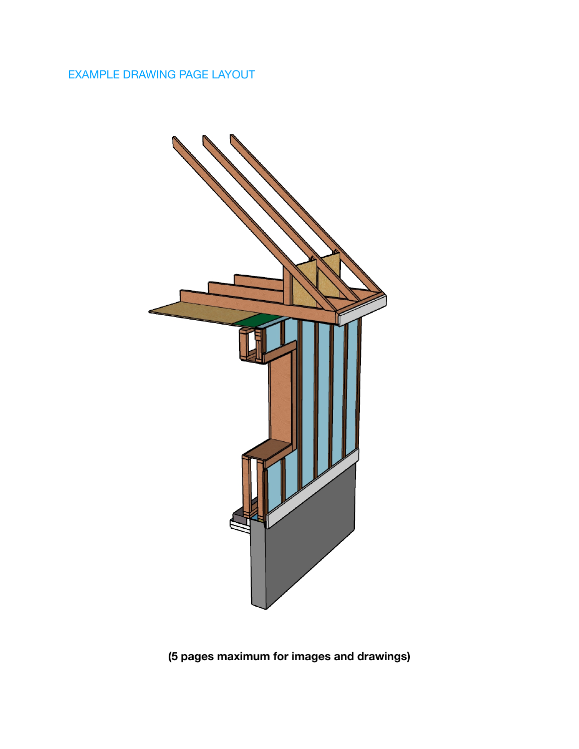EXAMPLE DRAWING PAGE LAYOUT

**(5 pages maximum for images and drawings)**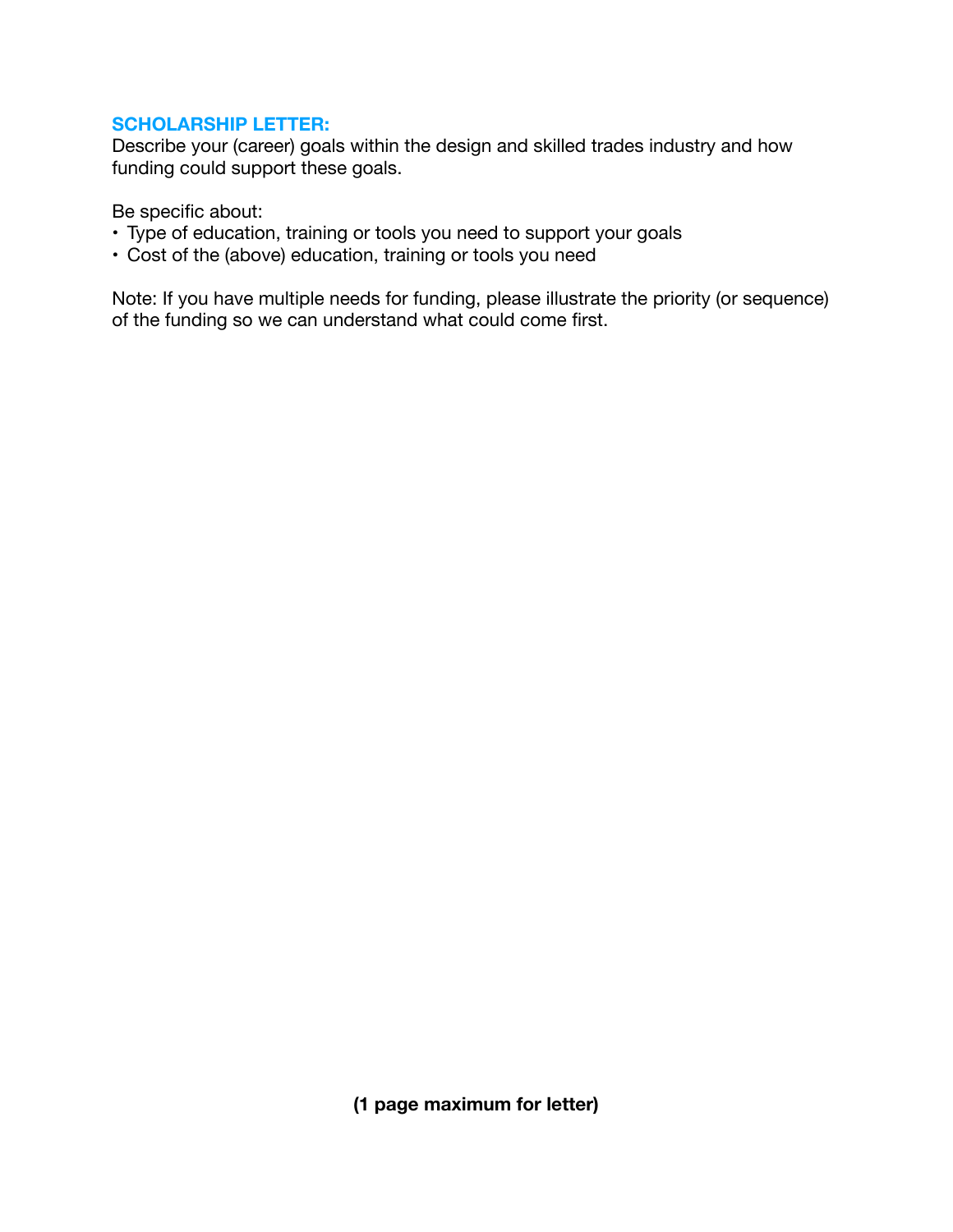## SCHOLARSHIP LETTER:

Describe your (career) goals within the design and skilled trades industry and how funding could support these goals.

Be specific about:

- Type of education, training or tools you need to support your goals
- Cost of the (above) education, training or tools you need

Note: If you have multiple needs for funding, please illustrate the priority (or sequence) of the funding so we can understand what could come first.

**(1 page maximum for letter)**